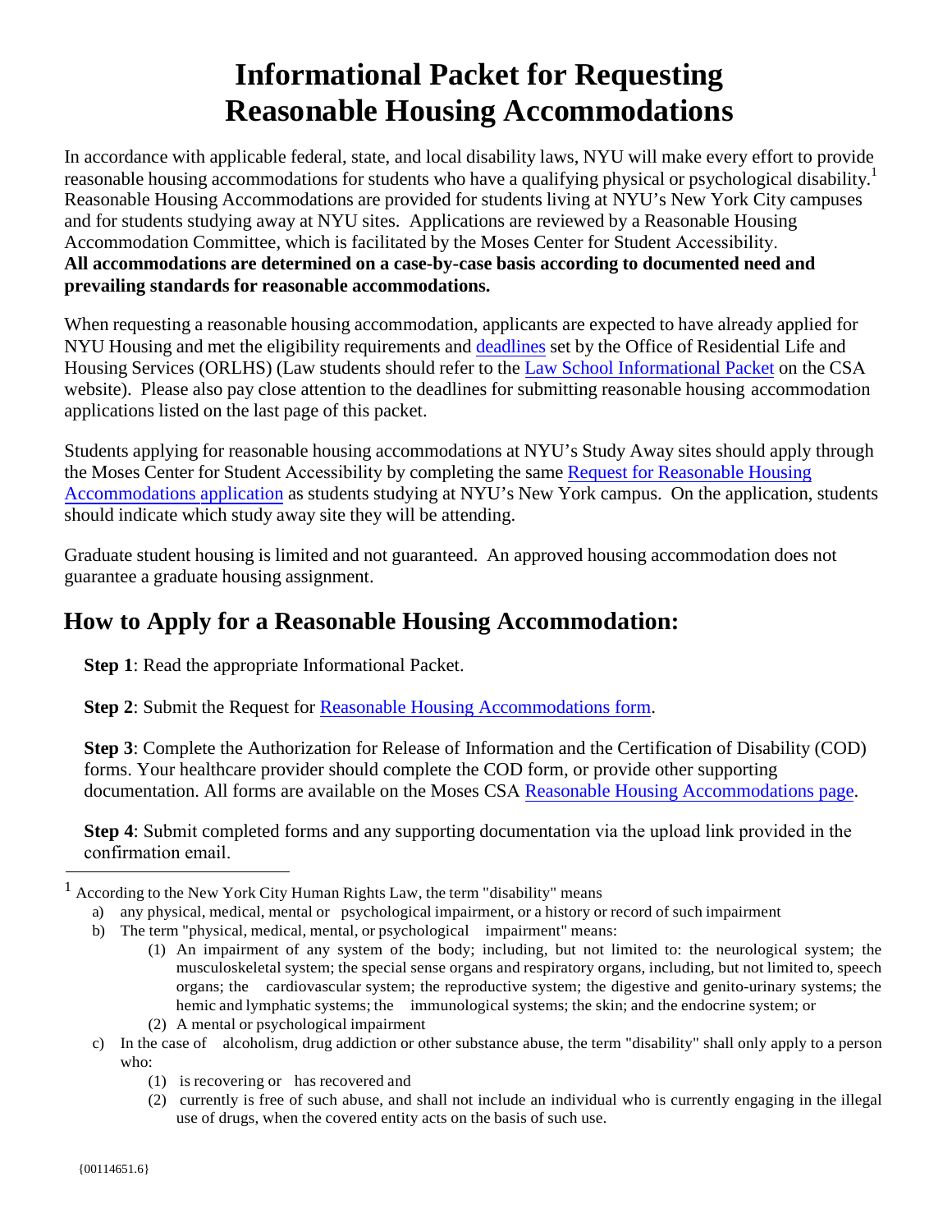# Informational Packet for Requesting Reasonable Housing Accommodations

In accordance with applicable federal, state, and local disability laws, NYU will make every effort to provide reasonable housing accommodations for students who have a qualifying physical or psychological disability.[1] Reasonable Housing Accommodations are provided for students living at NYU's New York City campuses and for students studying away at NYU sites. Applications are reviewed by a Reasonable Housing Accommodation Committee, which is facilitated by the Moses Center for Student Accessibility. **All accommodations are determined on a case-by-case basis according to documented need and prevailing standards for reasonable accommodations.**

When requesting a reasonable housing accommodation, applicants are expected to have already applied for NYU Housing and met the eligibility requirements and deadlines set by the Office of Residential Life and Housing Services (ORLHS) (Law students should refer to the Law School Informational Packet on the CSA website). Please also pay close attention to the deadlines for submitting reasonable housing accommodation applications listed on the last page of this packet.

Students applying for reasonable housing accommodations at NYU's Study Away sites should apply through the Moses Center for Student Accessibility by completing the same Request for Reasonable Housing Accommodations application as students studying at NYU's New York campus. On the application, students should indicate which study away site they will be attending.

Graduate student housing is limited and not guaranteed. An approved housing accommodation does not guarantee a graduate housing assignment.

## How to Apply for a Reasonable Housing Accommodation:

**Step 1**: Read the appropriate Informational Packet.

**Step 2**: Submit the Request for Reasonable Housing Accommodations form.

**Step 3**: Complete the Authorization for Release of Information and the Certification of Disability (COD) forms. Your healthcare provider should complete the COD form, or provide other supporting documentation. All forms are available on the Moses CSA Reasonable Housing Accommodations page.

**Step 4**: Submit completed forms and any supporting documentation via the upload link provided in the confirmation email.

---

[1] According to the New York City Human Rights Law, the term "disability" means

a) any physical, medical, mental or psychological impairment, or a history or record of such impairment
b) The term "physical, medical, mental, or psychological impairment" means:
   1. An impairment of any system of the body; including, but not limited to: the neurological system; the musculoskeletal system; the special sense organs and respiratory organs, including, but not limited to, speech organs; the cardiovascular system; the reproductive system; the digestive and genito-urinary systems; the hemic and lymphatic systems; the immunological systems; the skin; and the endocrine system; or
   2. A mental or psychological impairment
c) In the case of alcoholism, drug addiction or other substance abuse, the term "disability" shall only apply to a person who:
   1. is recovering or has recovered and
   2. currently is free of such abuse, and shall not include an individual who is currently engaging in the illegal use of drugs, when the covered entity acts on the basis of such use.

{00114651.6}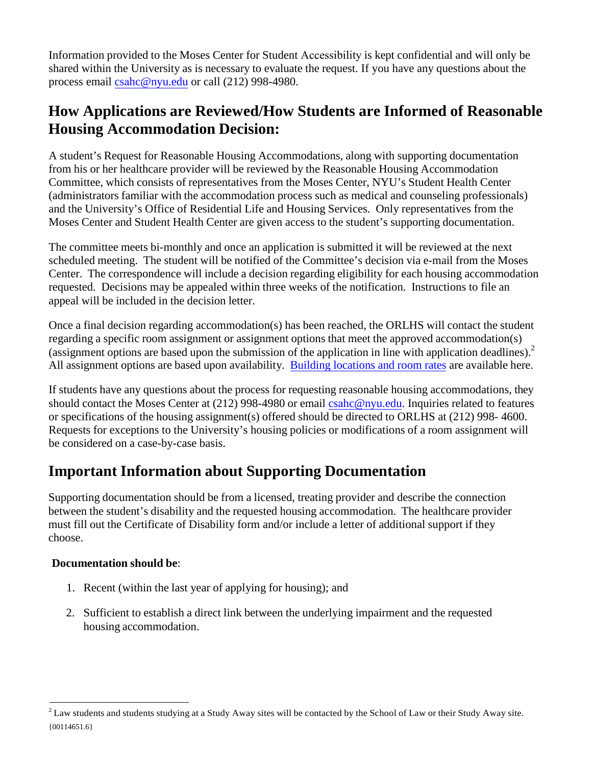Information provided to the Moses Center for Student Accessibility is kept confidential and will only be shared within the University as is necessary to evaluate the request. If you have any questions about the process email csahc@nyu.edu or call (212) 998-4980.

## How Applications are Reviewed/How Students are Informed of Reasonable Housing Accommodation Decision:

A student's Request for Reasonable Housing Accommodations, along with supporting documentation from his or her healthcare provider will be reviewed by the Reasonable Housing Accommodation Committee, which consists of representatives from the Moses Center, NYU's Student Health Center (administrators familiar with the accommodation process such as medical and counseling professionals) and the University's Office of Residential Life and Housing Services. Only representatives from the Moses Center and Student Health Center are given access to the student's supporting documentation.

The committee meets bi-monthly and once an application is submitted it will be reviewed at the next scheduled meeting. The student will be notified of the Committee's decision via e-mail from the Moses Center. The correspondence will include a decision regarding eligibility for each housing accommodation requested. Decisions may be appealed within three weeks of the notification. Instructions to file an appeal will be included in the decision letter.

Once a final decision regarding accommodation(s) has been reached, the ORLHS will contact the student regarding a specific room assignment or assignment options that meet the approved accommodation(s) (assignment options are based upon the submission of the application in line with application deadlines).[2] All assignment options are based upon availability. Building locations and room rates are available here.

If students have any questions about the process for requesting reasonable housing accommodations, they should contact the Moses Center at (212) 998-4980 or email csahc@nyu.edu. Inquiries related to features or specifications of the housing assignment(s) offered should be directed to ORLHS at (212) 998- 4600. Requests for exceptions to the University's housing policies or modifications of a room assignment will be considered on a case-by-case basis.

## Important Information about Supporting Documentation

Supporting documentation should be from a licensed, treating provider and describe the connection between the student's disability and the requested housing accommodation. The healthcare provider must fill out the Certificate of Disability form and/or include a letter of additional support if they choose.

**Documentation should be**:

1. Recent (within the last year of applying for housing); and
2. Sufficient to establish a direct link between the underlying impairment and the requested housing accommodation.

[2] Law students and students studying at a Study Away sites will be contacted by the School of Law or their Study Away site.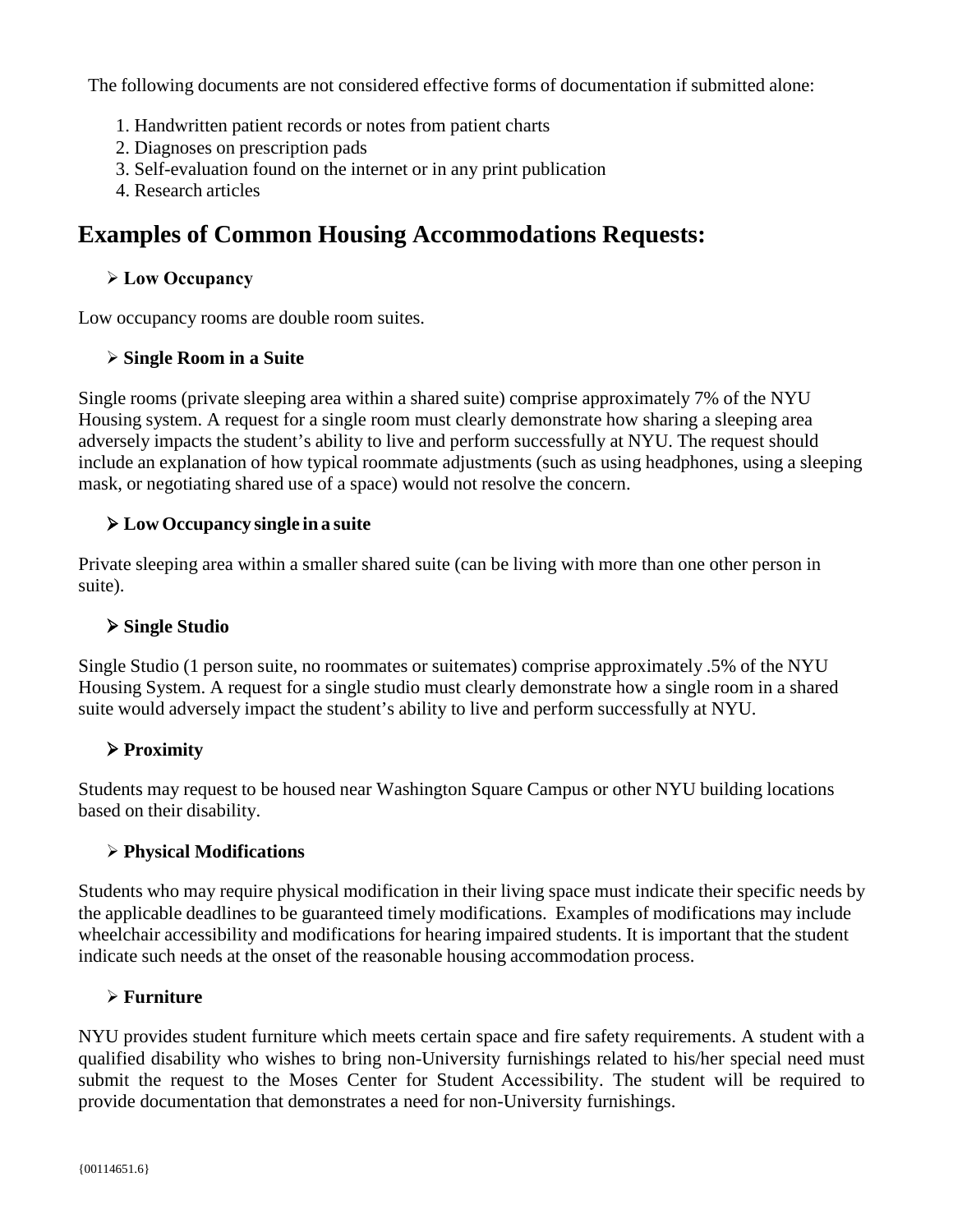The following documents are not considered effective forms of documentation if submitted alone:

1. Handwritten patient records or notes from patient charts
2. Diagnoses on prescription pads
3. Self-evaluation found on the internet or in any print publication
4. Research articles

## Examples of Common Housing Accommodations Requests:

- **Low Occupancy**

Low occupancy rooms are double room suites.

- **Single Room in a Suite**

Single rooms (private sleeping area within a shared suite) comprise approximately 7% of the NYU Housing system. A request for a single room must clearly demonstrate how sharing a sleeping area adversely impacts the student's ability to live and perform successfully at NYU. The request should include an explanation of how typical roommate adjustments (such as using headphones, using a sleeping mask, or negotiating shared use of a space) would not resolve the concern.

- **Low Occupancy single in a suite**

Private sleeping area within a smaller shared suite (can be living with more than one other person in suite).

- **Single Studio**

Single Studio (1 person suite, no roommates or suitemates) comprise approximately .5% of the NYU Housing System. A request for a single studio must clearly demonstrate how a single room in a shared suite would adversely impact the student's ability to live and perform successfully at NYU.

- **Proximity**

Students may request to be housed near Washington Square Campus or other NYU building locations based on their disability.

- **Physical Modifications**

Students who may require physical modification in their living space must indicate their specific needs by the applicable deadlines to be guaranteed timely modifications. Examples of modifications may include wheelchair accessibility and modifications for hearing impaired students. It is important that the student indicate such needs at the onset of the reasonable housing accommodation process.

- **Furniture**

NYU provides student furniture which meets certain space and fire safety requirements. A student with a qualified disability who wishes to bring non-University furnishings related to his/her special need must submit the request to the Moses Center for Student Accessibility. The student will be required to provide documentation that demonstrates a need for non-University furnishings.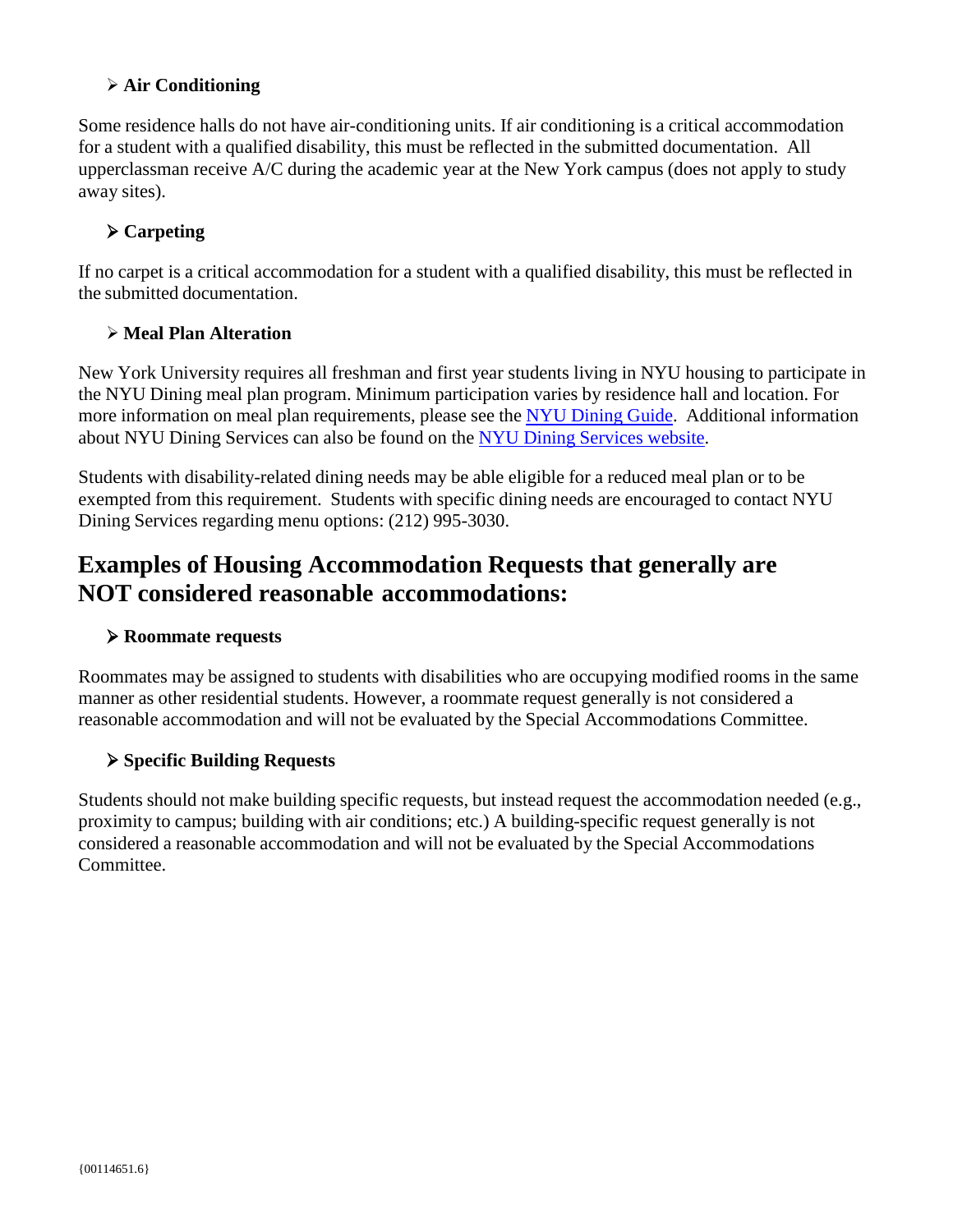- **Air Conditioning**

Some residence halls do not have air-conditioning units. If air conditioning is a critical accommodation for a student with a qualified disability, this must be reflected in the submitted documentation. All upperclassman receive A/C during the academic year at the New York campus (does not apply to study away sites).

- **Carpeting**

If no carpet is a critical accommodation for a student with a qualified disability, this must be reflected in the submitted documentation.

- **Meal Plan Alteration**

New York University requires all freshman and first year students living in NYU housing to participate in the NYU Dining meal plan program. Minimum participation varies by residence hall and location. For more information on meal plan requirements, please see the NYU Dining Guide. Additional information about NYU Dining Services can also be found on the NYU Dining Services website.

Students with disability-related dining needs may be able eligible for a reduced meal plan or to be exempted from this requirement. Students with specific dining needs are encouraged to contact NYU Dining Services regarding menu options: (212) 995-3030.

## Examples of Housing Accommodation Requests that generally are NOT considered reasonable accommodations:

- **Roommate requests**

Roommates may be assigned to students with disabilities who are occupying modified rooms in the same manner as other residential students. However, a roommate request generally is not considered a reasonable accommodation and will not be evaluated by the Special Accommodations Committee.

- **Specific Building Requests**

Students should not make building specific requests, but instead request the accommodation needed (e.g., proximity to campus; building with air conditions; etc.) A building-specific request generally is not considered a reasonable accommodation and will not be evaluated by the Special Accommodations Committee.

{00114651.6}